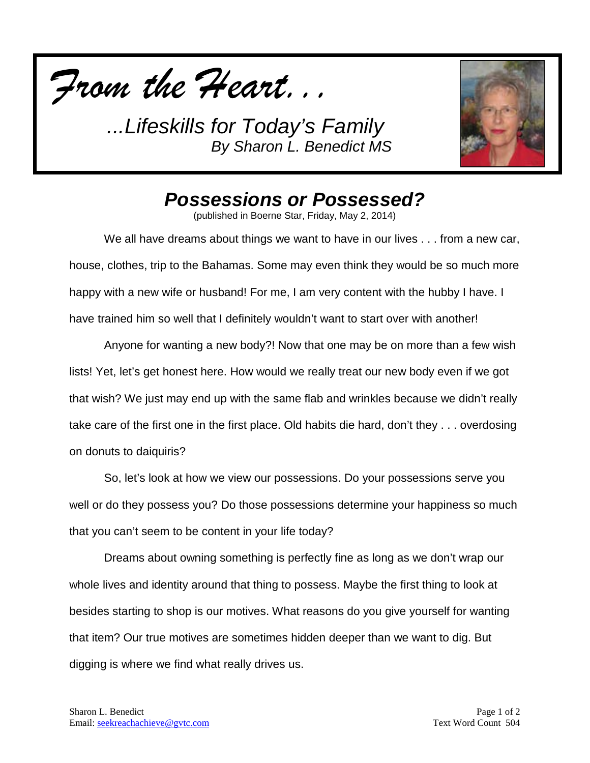*From the Heart...*

*...Lifeskills for Today's Family*
*By Sharon L. Benedict MS*

# *Possessions or Possessed?*

(published in Boerne Star, Friday, May 2, 2014)

We all have dreams about things we want to have in our lives . . . from a new car, house, clothes, trip to the Bahamas. Some may even think they would be so much more happy with a new wife or husband! For me, I am very content with the hubby I have. I have trained him so well that I definitely wouldn't want to start over with another!

Anyone for wanting a new body?! Now that one may be on more than a few wish lists! Yet, let's get honest here. How would we really treat our new body even if we got that wish? We just may end up with the same flab and wrinkles because we didn't really take care of the first one in the first place. Old habits die hard, don't they . . . overdosing on donuts to daiquiris?

So, let's look at how we view our possessions. Do your possessions serve you well or do they possess you? Do those possessions determine your happiness so much that you can't seem to be content in your life today?

Dreams about owning something is perfectly fine as long as we don't wrap our whole lives and identity around that thing to possess. Maybe the first thing to look at besides starting to shop is our motives. What reasons do you give yourself for wanting that item? Our true motives are sometimes hidden deeper than we want to dig. But digging is where we find what really drives us.

Sharon L. Benedict
Email: seekreachachieve@gvtc.com

Text Word Count 504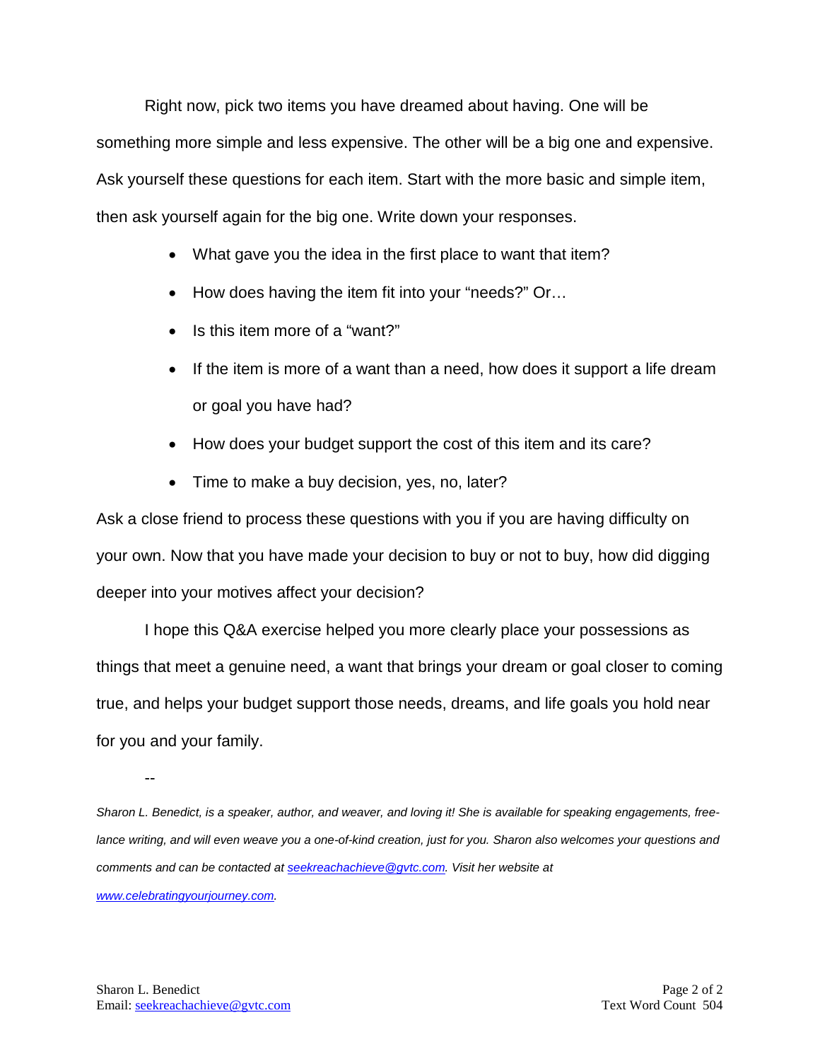Right now, pick two items you have dreamed about having. One will be something more simple and less expensive. The other will be a big one and expensive. Ask yourself these questions for each item. Start with the more basic and simple item, then ask yourself again for the big one. Write down your responses.

- What gave you the idea in the first place to want that item?
- How does having the item fit into your "needs?" Or…
- Is this item more of a "want?"
- If the item is more of a want than a need, how does it support a life dream or goal you have had?
- How does your budget support the cost of this item and its care?
- Time to make a buy decision, yes, no, later?

Ask a close friend to process these questions with you if you are having difficulty on your own. Now that you have made your decision to buy or not to buy, how did digging deeper into your motives affect your decision?

I hope this Q&A exercise helped you more clearly place your possessions as things that meet a genuine need, a want that brings your dream or goal closer to coming true, and helps your budget support those needs, dreams, and life goals you hold near for you and your family.

--

*Sharon L. Benedict, is a speaker, author, and weaver, and loving it! She is available for speaking engagements, free-lance writing, and will even weave you a one-of-kind creation, just for you. Sharon also welcomes your questions and comments and can be contacted at [seekreachachieve@gvtc.com](mailto:seekreachachieve@gvtc.com). Visit her website at [www.celebratingyourjourney.com](http://www.celebratingyourjourney.com).*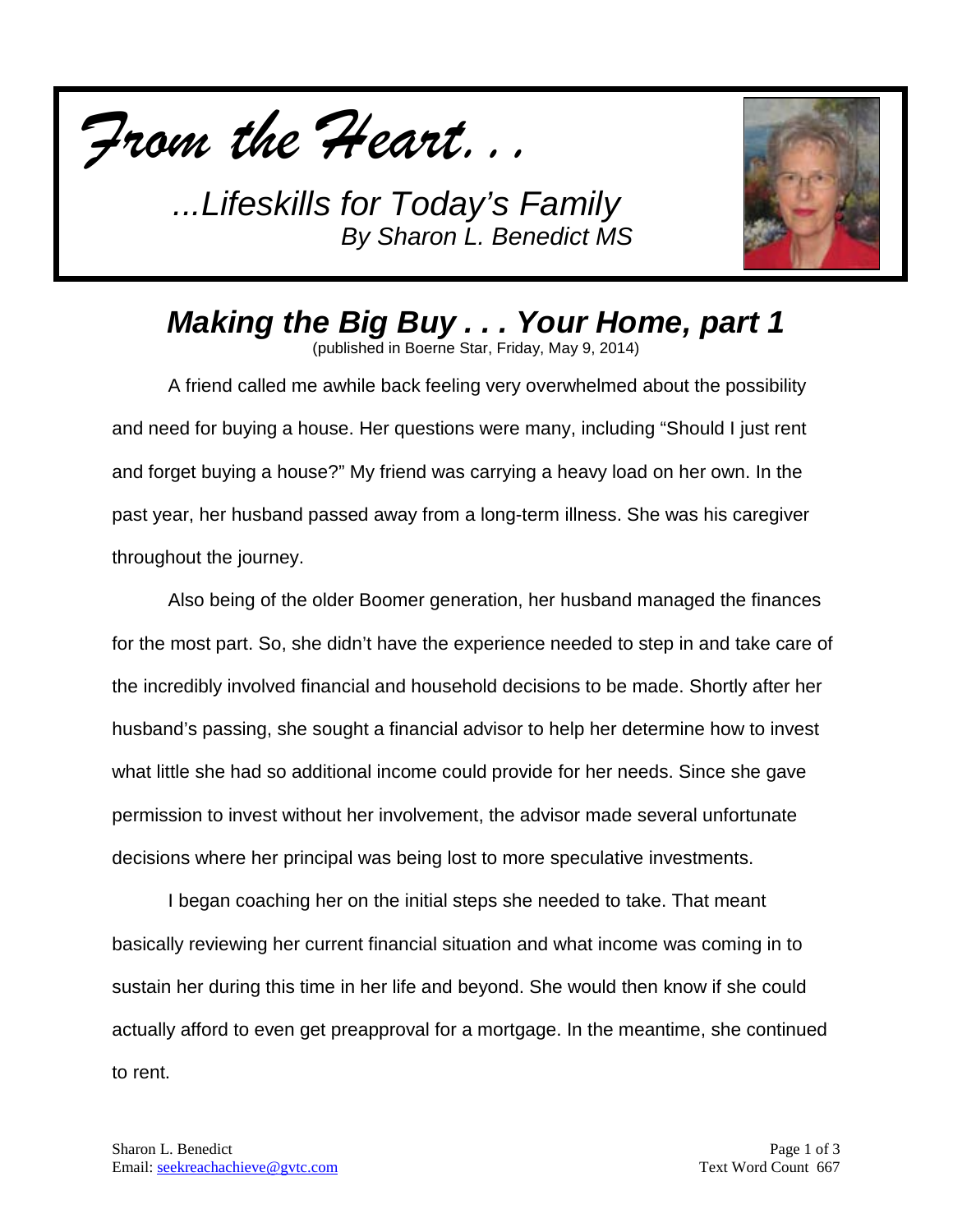*From the Heart. . .*

*...Lifeskills for Today's Family*
*By Sharon L. Benedict MS*

## *Making the Big Buy . . . Your Home, part 1*

(published in Boerne Star, Friday, May 9, 2014)

A friend called me awhile back feeling very overwhelmed about the possibility and need for buying a house. Her questions were many, including "Should I just rent and forget buying a house?" My friend was carrying a heavy load on her own. In the past year, her husband passed away from a long-term illness. She was his caregiver throughout the journey.

Also being of the older Boomer generation, her husband managed the finances for the most part. So, she didn't have the experience needed to step in and take care of the incredibly involved financial and household decisions to be made. Shortly after her husband's passing, she sought a financial advisor to help her determine how to invest what little she had so additional income could provide for her needs. Since she gave permission to invest without her involvement, the advisor made several unfortunate decisions where her principal was being lost to more speculative investments.

I began coaching her on the initial steps she needed to take. That meant basically reviewing her current financial situation and what income was coming in to sustain her during this time in her life and beyond. She would then know if she could actually afford to even get preapproval for a mortgage. In the meantime, she continued to rent.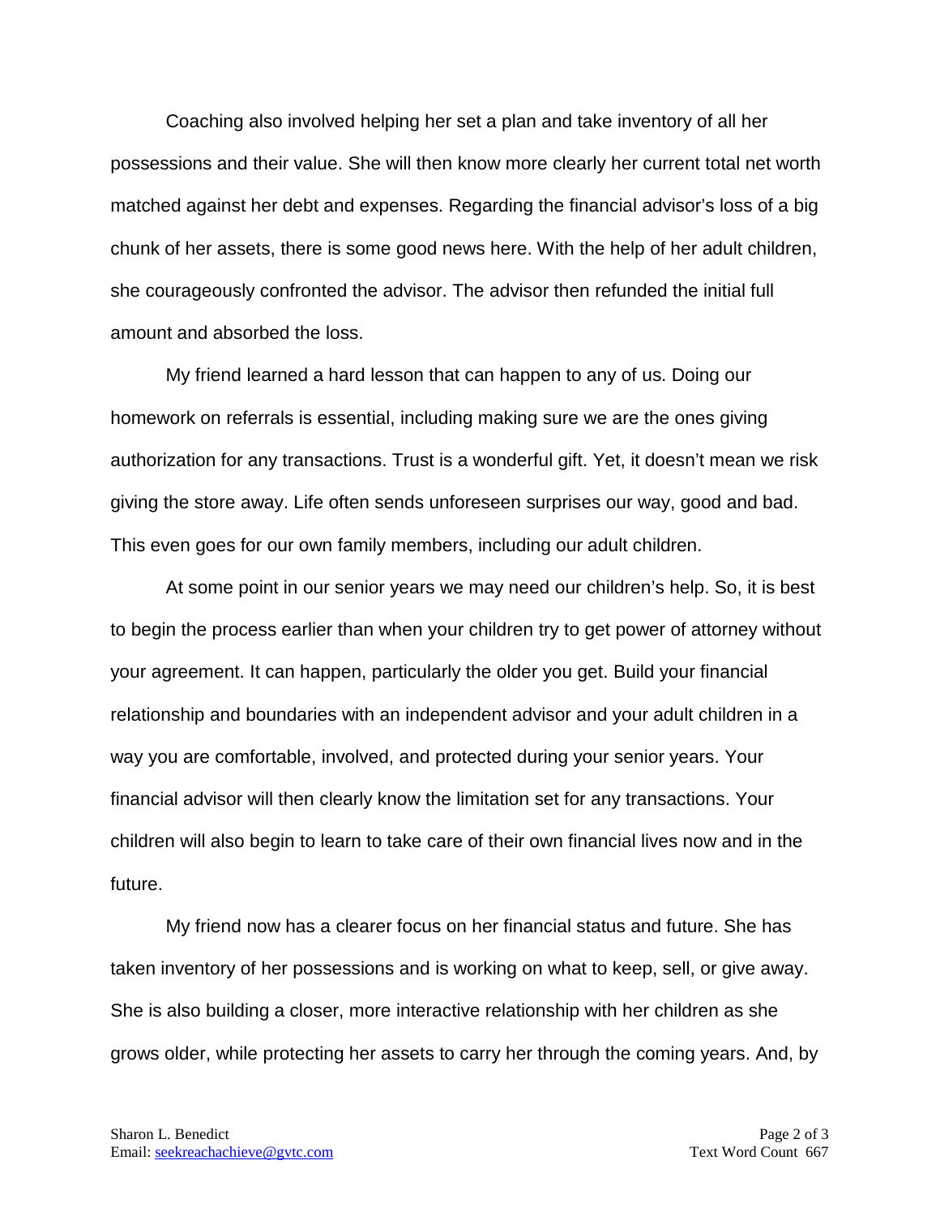Coaching also involved helping her set a plan and take inventory of all her possessions and their value. She will then know more clearly her current total net worth matched against her debt and expenses. Regarding the financial advisor's loss of a big chunk of her assets, there is some good news here. With the help of her adult children, she courageously confronted the advisor. The advisor then refunded the initial full amount and absorbed the loss.

My friend learned a hard lesson that can happen to any of us. Doing our homework on referrals is essential, including making sure we are the ones giving authorization for any transactions. Trust is a wonderful gift. Yet, it doesn't mean we risk giving the store away. Life often sends unforeseen surprises our way, good and bad. This even goes for our own family members, including our adult children.

At some point in our senior years we may need our children's help. So, it is best to begin the process earlier than when your children try to get power of attorney without your agreement. It can happen, particularly the older you get. Build your financial relationship and boundaries with an independent advisor and your adult children in a way you are comfortable, involved, and protected during your senior years. Your financial advisor will then clearly know the limitation set for any transactions. Your children will also begin to learn to take care of their own financial lives now and in the future.

My friend now has a clearer focus on her financial status and future. She has taken inventory of her possessions and is working on what to keep, sell, or give away. She is also building a closer, more interactive relationship with her children as she grows older, while protecting her assets to carry her through the coming years. And, by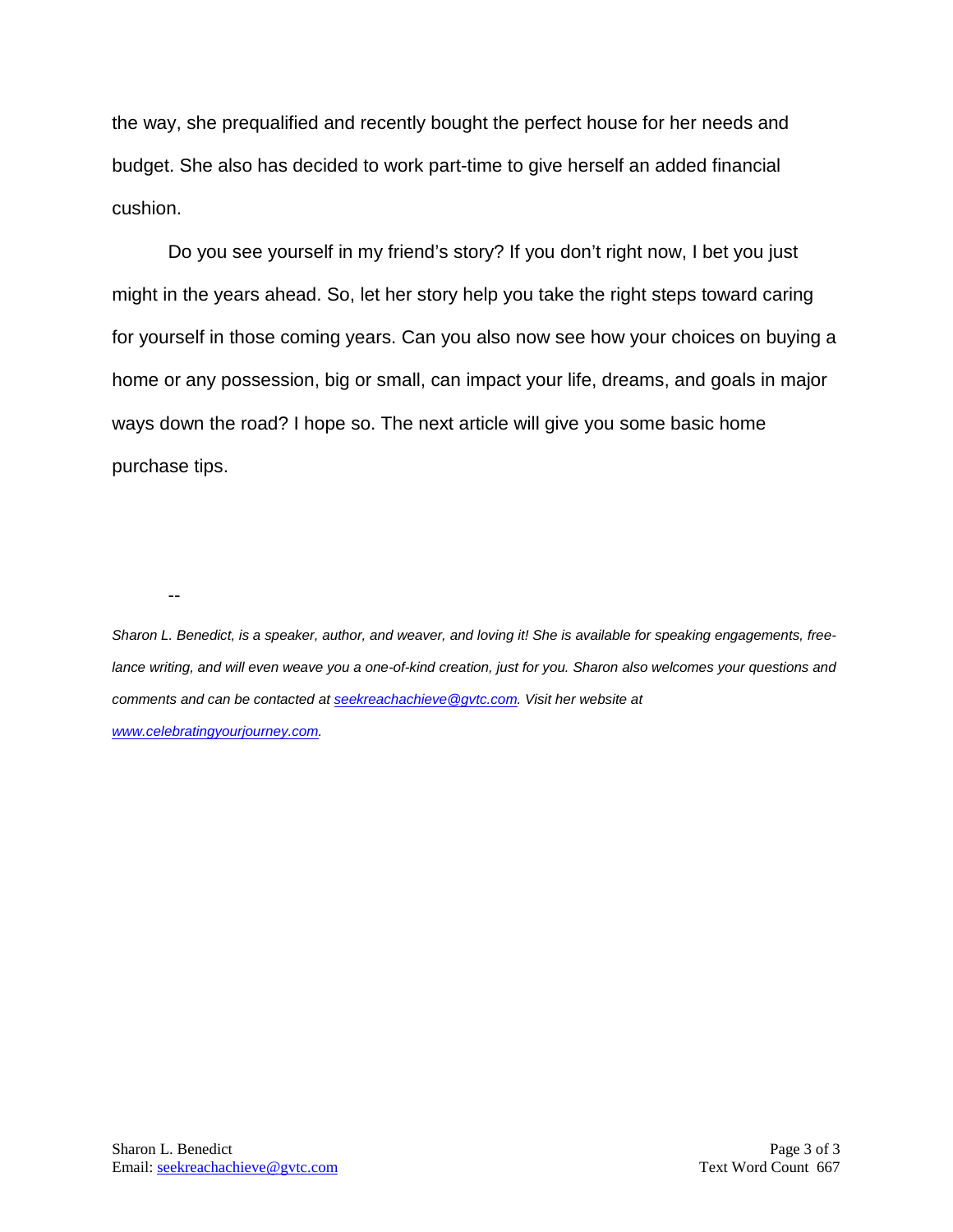the way, she prequalified and recently bought the perfect house for her needs and budget. She also has decided to work part-time to give herself an added financial cushion.

Do you see yourself in my friend's story? If you don't right now, I bet you just might in the years ahead. So, let her story help you take the right steps toward caring for yourself in those coming years. Can you also now see how your choices on buying a home or any possession, big or small, can impact your life, dreams, and goals in major ways down the road? I hope so. The next article will give you some basic home purchase tips.

--

*Sharon L. Benedict, is a speaker, author, and weaver, and loving it! She is available for speaking engagements, free-lance writing, and will even weave you a one-of-kind creation, just for you. Sharon also welcomes your questions and comments and can be contacted at [seekreachachieve@gvtc.com](mailto:seekreachachieve@gvtc.com). Visit her website at [www.celebratingyourjourney.com](http://www.celebratingyourjourney.com).*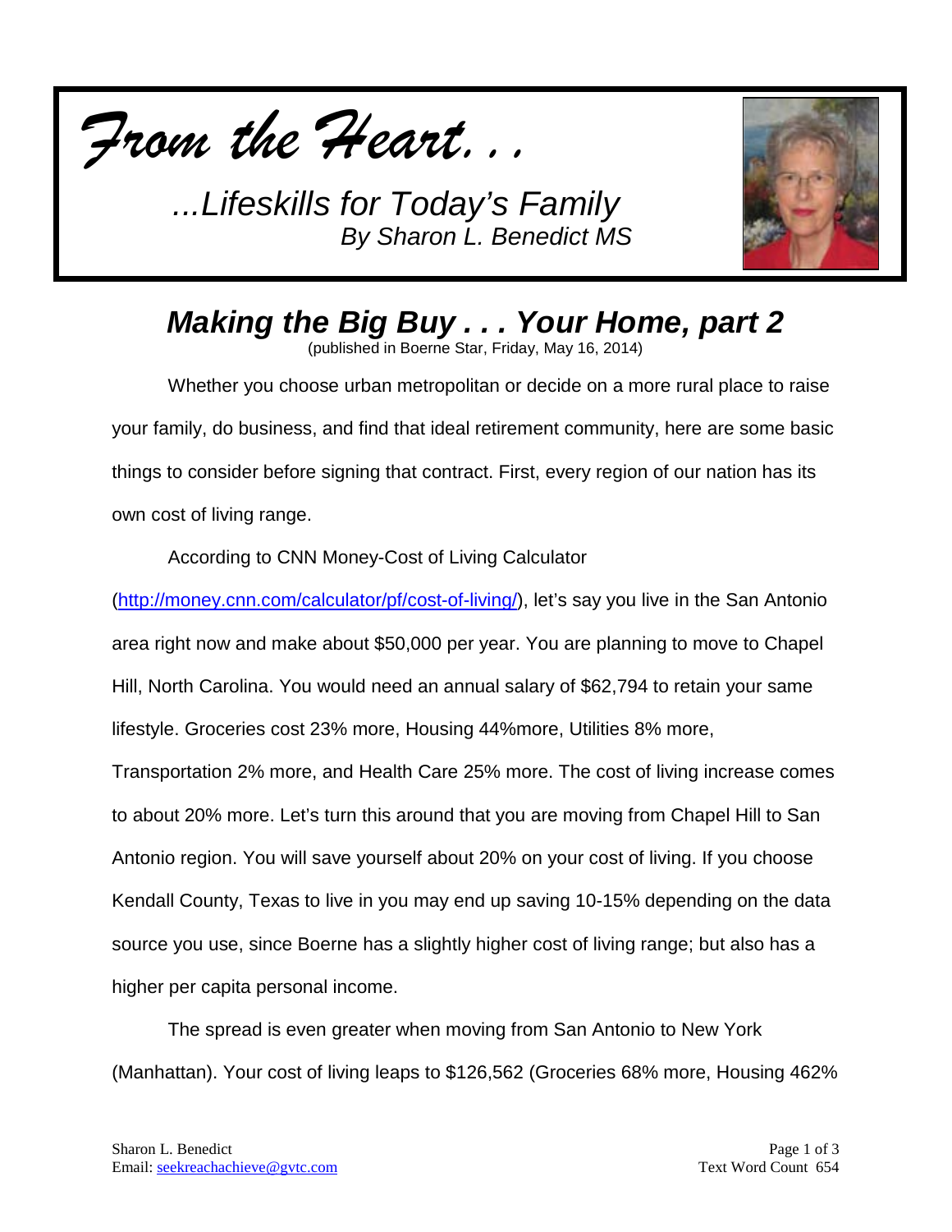*From the Heart. . .*

*...Lifeskills for Today's Family*
*By Sharon L. Benedict MS*

## *Making the Big Buy . . . Your Home, part 2*

(published in Boerne Star, Friday, May 16, 2014)

Whether you choose urban metropolitan or decide on a more rural place to raise your family, do business, and find that ideal retirement community, here are some basic things to consider before signing that contract. First, every region of our nation has its own cost of living range.

According to CNN Money-Cost of Living Calculator (http://money.cnn.com/calculator/pf/cost-of-living/), let's say you live in the San Antonio area right now and make about $50,000 per year. You are planning to move to Chapel Hill, North Carolina. You would need an annual salary of $62,794 to retain your same lifestyle. Groceries cost 23% more, Housing 44%more, Utilities 8% more, Transportation 2% more, and Health Care 25% more. The cost of living increase comes to about 20% more. Let's turn this around that you are moving from Chapel Hill to San Antonio region. You will save yourself about 20% on your cost of living. If you choose Kendall County, Texas to live in you may end up saving 10-15% depending on the data source you use, since Boerne has a slightly higher cost of living range; but also has a higher per capita personal income.

The spread is even greater when moving from San Antonio to New York (Manhattan). Your cost of living leaps to $126,562 (Groceries 68% more, Housing 462%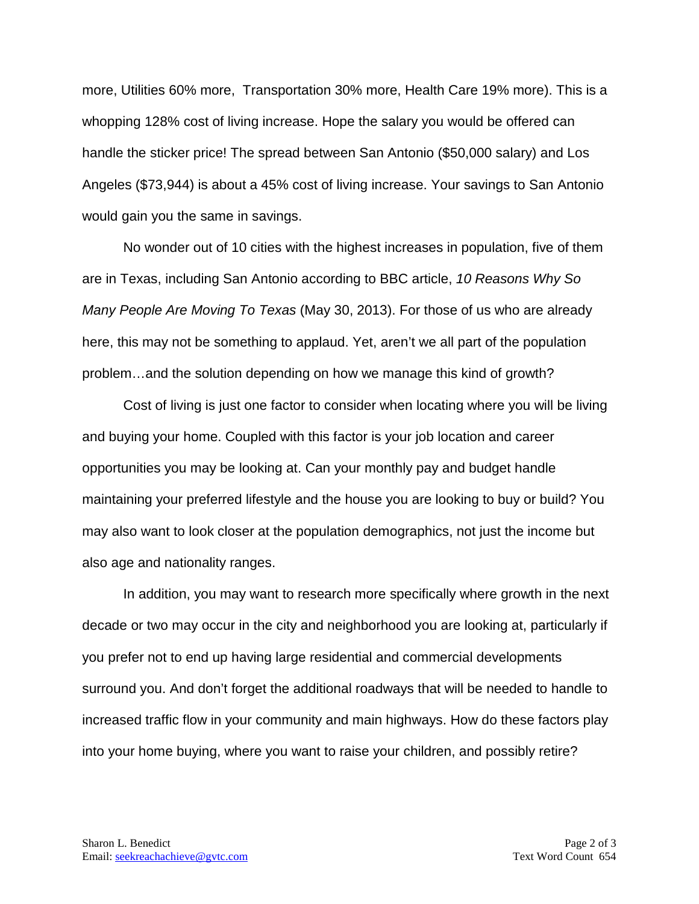more, Utilities 60% more,  Transportation 30% more, Health Care 19% more). This is a whopping 128% cost of living increase. Hope the salary you would be offered can handle the sticker price! The spread between San Antonio ($50,000 salary) and Los Angeles ($73,944) is about a 45% cost of living increase. Your savings to San Antonio would gain you the same in savings.

No wonder out of 10 cities with the highest increases in population, five of them are in Texas, including San Antonio according to BBC article, *10 Reasons Why So Many People Are Moving To Texas* (May 30, 2013). For those of us who are already here, this may not be something to applaud. Yet, aren't we all part of the population problem…and the solution depending on how we manage this kind of growth?

Cost of living is just one factor to consider when locating where you will be living and buying your home. Coupled with this factor is your job location and career opportunities you may be looking at. Can your monthly pay and budget handle maintaining your preferred lifestyle and the house you are looking to buy or build? You may also want to look closer at the population demographics, not just the income but also age and nationality ranges.

In addition, you may want to research more specifically where growth in the next decade or two may occur in the city and neighborhood you are looking at, particularly if you prefer not to end up having large residential and commercial developments surround you. And don't forget the additional roadways that will be needed to handle to increased traffic flow in your community and main highways. How do these factors play into your home buying, where you want to raise your children, and possibly retire?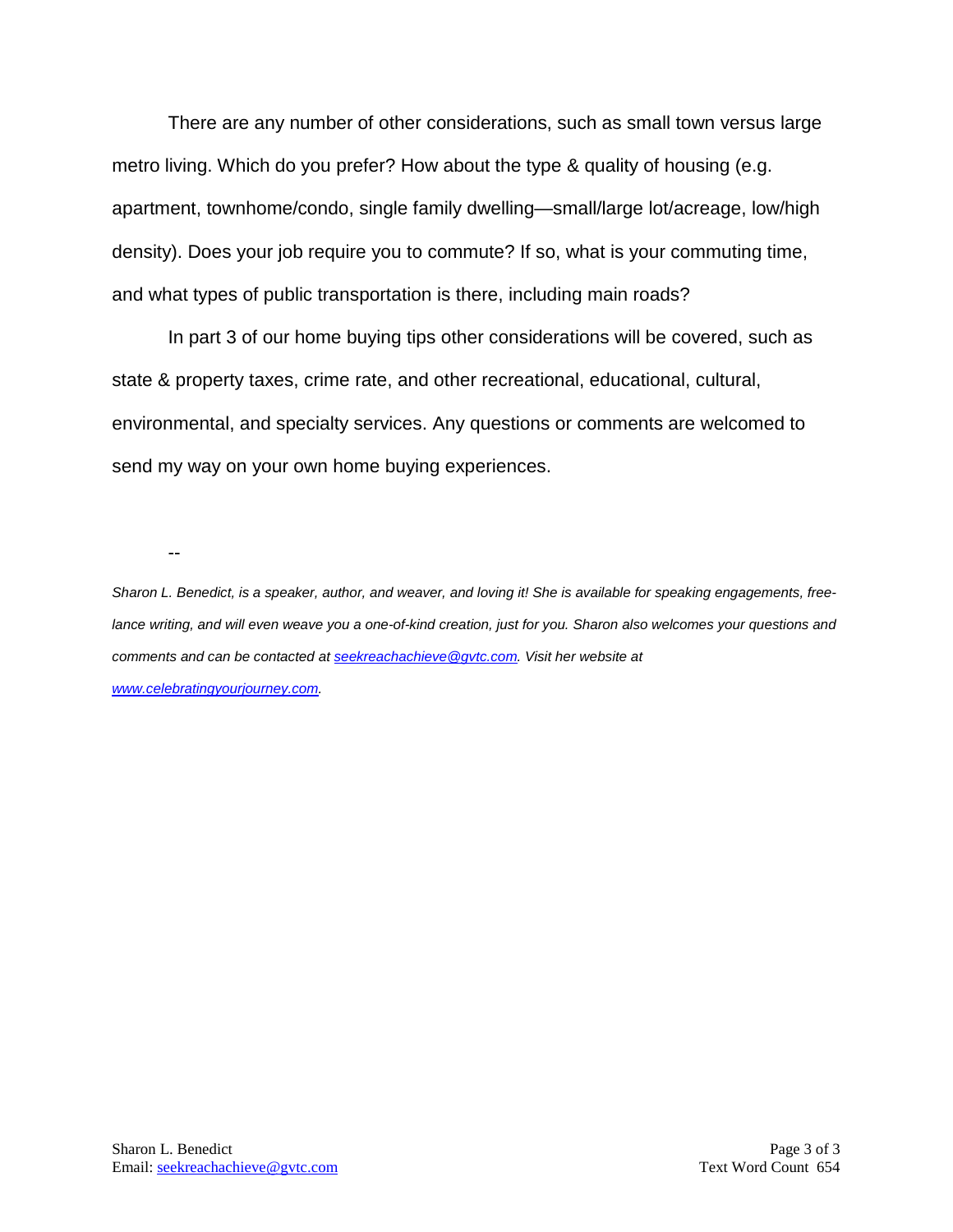There are any number of other considerations, such as small town versus large metro living. Which do you prefer? How about the type & quality of housing (e.g. apartment, townhome/condo, single family dwelling—small/large lot/acreage, low/high density). Does your job require you to commute? If so, what is your commuting time, and what types of public transportation is there, including main roads?

In part 3 of our home buying tips other considerations will be covered, such as state & property taxes, crime rate, and other recreational, educational, cultural, environmental, and specialty services. Any questions or comments are welcomed to send my way on your own home buying experiences.

--

*Sharon L. Benedict, is a speaker, author, and weaver, and loving it! She is available for speaking engagements, free-lance writing, and will even weave you a one-of-kind creation, just for you. Sharon also welcomes your questions and comments and can be contacted at [seekreachachieve@gvtc.com](mailto:seekreachachieve@gvtc.com). Visit her website at [www.celebratingyourjourney.com](http://www.celebratingyourjourney.com).*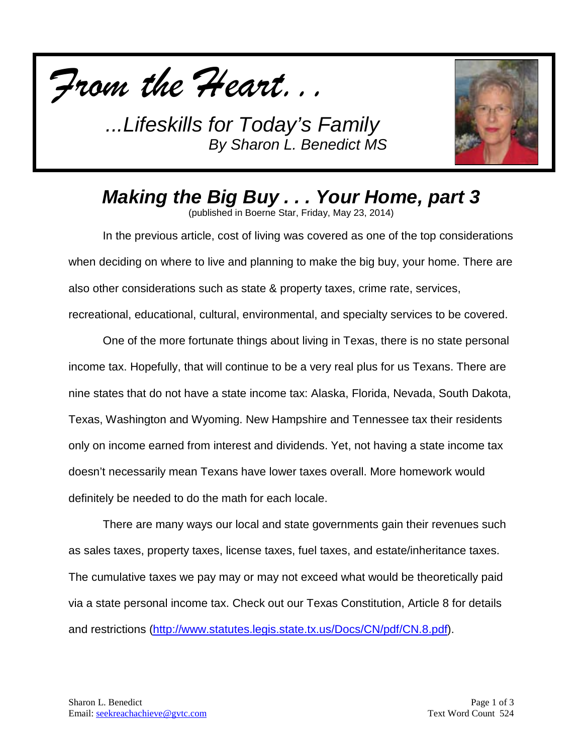*From the Heart. . .*

*...Lifeskills for Today's Family*
*By Sharon L. Benedict MS*

## *Making the Big Buy . . . Your Home, part 3*

(published in Boerne Star, Friday, May 23, 2014)

In the previous article, cost of living was covered as one of the top considerations when deciding on where to live and planning to make the big buy, your home. There are also other considerations such as state & property taxes, crime rate, services, recreational, educational, cultural, environmental, and specialty services to be covered.

One of the more fortunate things about living in Texas, there is no state personal income tax. Hopefully, that will continue to be a very real plus for us Texans. There are nine states that do not have a state income tax: Alaska, Florida, Nevada, South Dakota, Texas, Washington and Wyoming. New Hampshire and Tennessee tax their residents only on income earned from interest and dividends. Yet, not having a state income tax doesn't necessarily mean Texans have lower taxes overall. More homework would definitely be needed to do the math for each locale.

There are many ways our local and state governments gain their revenues such as sales taxes, property taxes, license taxes, fuel taxes, and estate/inheritance taxes. The cumulative taxes we pay may or may not exceed what would be theoretically paid via a state personal income tax. Check out our Texas Constitution, Article 8 for details and restrictions ([http://www.statutes.legis.state.tx.us/Docs/CN/pdf/CN.8.pdf](http://www.statutes.legis.state.tx.us/Docs/CN/pdf/CN.8.pdf)).

Sharon L. Benedict
Email: [seekreachachieve@gvtc.com](mailto:seekreachachieve@gvtc.com)

Text Word Count 524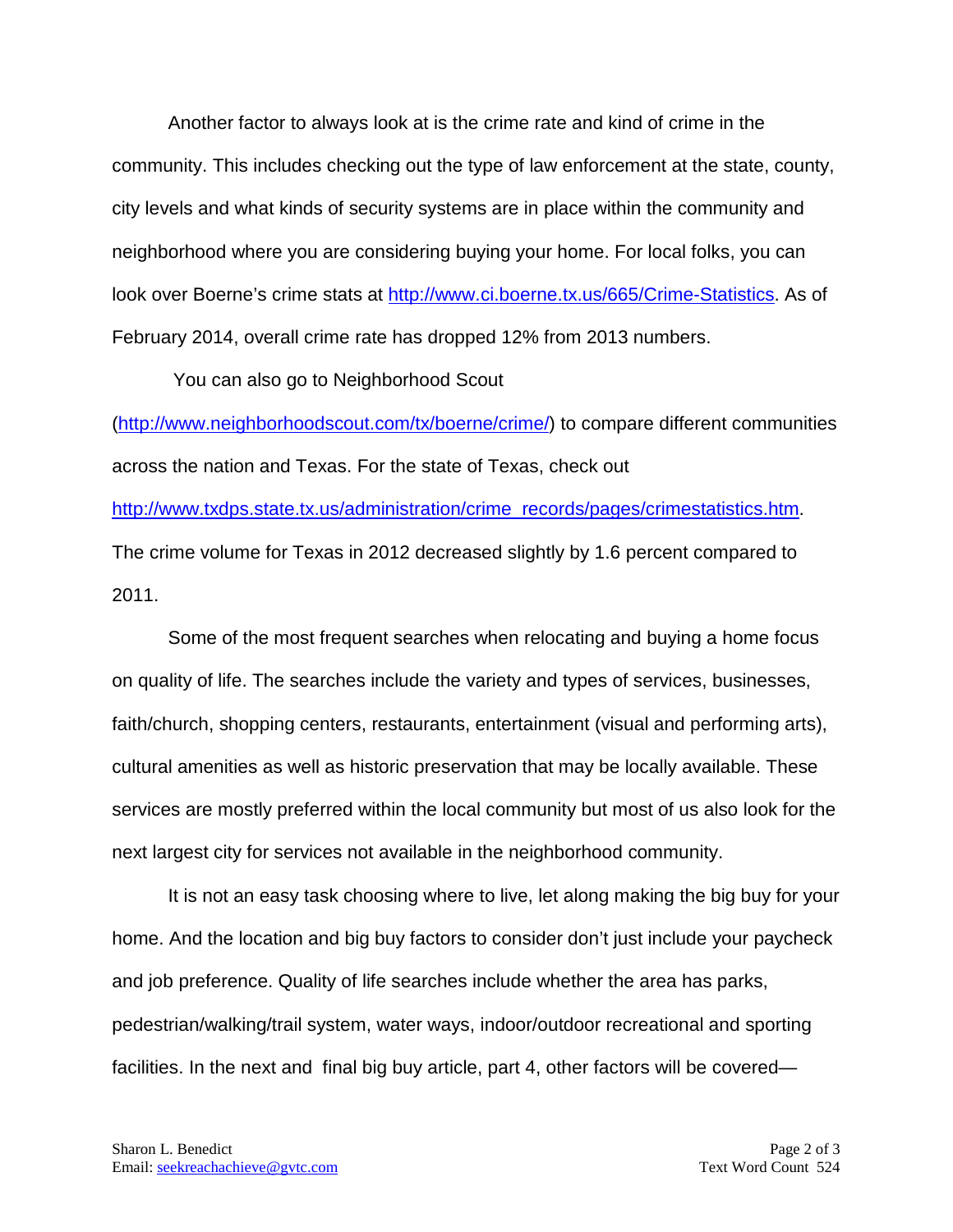Another factor to always look at is the crime rate and kind of crime in the community. This includes checking out the type of law enforcement at the state, county, city levels and what kinds of security systems are in place within the community and neighborhood where you are considering buying your home. For local folks, you can look over Boerne's crime stats at http://www.ci.boerne.tx.us/665/Crime-Statistics. As of February 2014, overall crime rate has dropped 12% from 2013 numbers.

You can also go to Neighborhood Scout (http://www.neighborhoodscout.com/tx/boerne/crime/) to compare different communities across the nation and Texas. For the state of Texas, check out http://www.txdps.state.tx.us/administration/crime_records/pages/crimestatistics.htm. The crime volume for Texas in 2012 decreased slightly by 1.6 percent compared to 2011.

Some of the most frequent searches when relocating and buying a home focus on quality of life. The searches include the variety and types of services, businesses, faith/church, shopping centers, restaurants, entertainment (visual and performing arts), cultural amenities as well as historic preservation that may be locally available. These services are mostly preferred within the local community but most of us also look for the next largest city for services not available in the neighborhood community.

It is not an easy task choosing where to live, let along making the big buy for your home. And the location and big buy factors to consider don't just include your paycheck and job preference. Quality of life searches include whether the area has parks, pedestrian/walking/trail system, water ways, indoor/outdoor recreational and sporting facilities. In the next and final big buy article, part 4, other factors will be covered—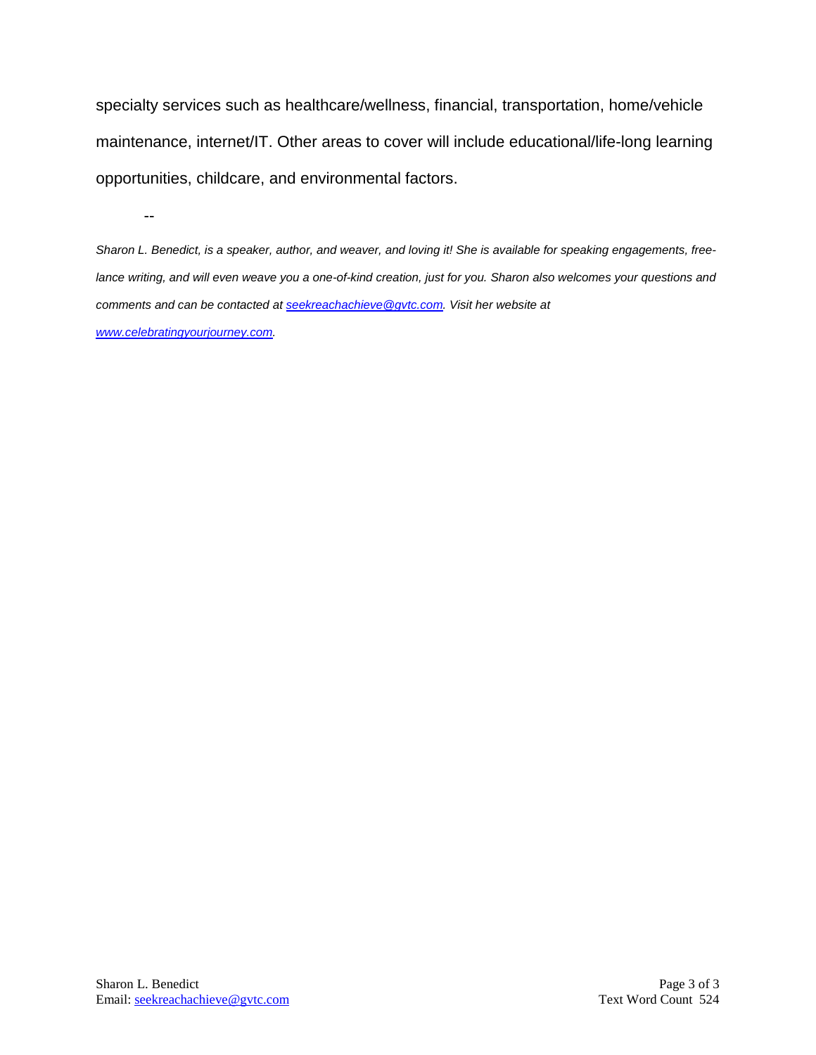specialty services such as healthcare/wellness, financial, transportation, home/vehicle maintenance, internet/IT. Other areas to cover will include educational/life-long learning opportunities, childcare, and environmental factors.

--

*Sharon L. Benedict, is a speaker, author, and weaver, and loving it! She is available for speaking engagements, free-lance writing, and will even weave you a one-of-kind creation, just for you. Sharon also welcomes your questions and comments and can be contacted at [seekreachachieve@gvtc.com](mailto:seekreachachieve@gvtc.com). Visit her website at [www.celebratingyourjourney.com](http://www.celebratingyourjourney.com).*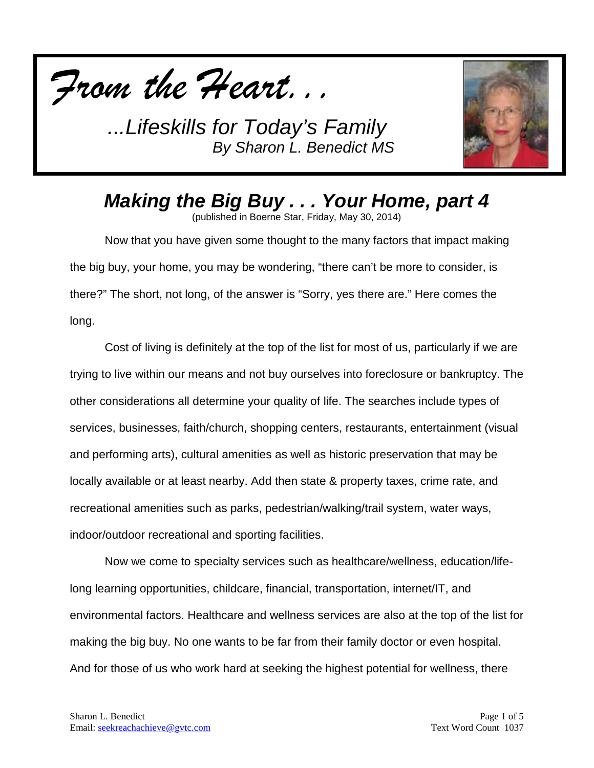*From the Heart...*

*...Lifeskills for Today's Family*
*By Sharon L. Benedict MS*

## *Making the Big Buy . . . Your Home, part 4*

(published in Boerne Star, Friday, May 30, 2014)

Now that you have given some thought to the many factors that impact making the big buy, your home, you may be wondering, "there can't be more to consider, is there?" The short, not long, of the answer is "Sorry, yes there are." Here comes the long.

Cost of living is definitely at the top of the list for most of us, particularly if we are trying to live within our means and not buy ourselves into foreclosure or bankruptcy. The other considerations all determine your quality of life. The searches include types of services, businesses, faith/church, shopping centers, restaurants, entertainment (visual and performing arts), cultural amenities as well as historic preservation that may be locally available or at least nearby. Add then state & property taxes, crime rate, and recreational amenities such as parks, pedestrian/walking/trail system, water ways, indoor/outdoor recreational and sporting facilities.

Now we come to specialty services such as healthcare/wellness, education/life-long learning opportunities, childcare, financial, transportation, internet/IT, and environmental factors. Healthcare and wellness services are also at the top of the list for making the big buy. No one wants to be far from their family doctor or even hospital. And for those of us who work hard at seeking the highest potential for wellness, there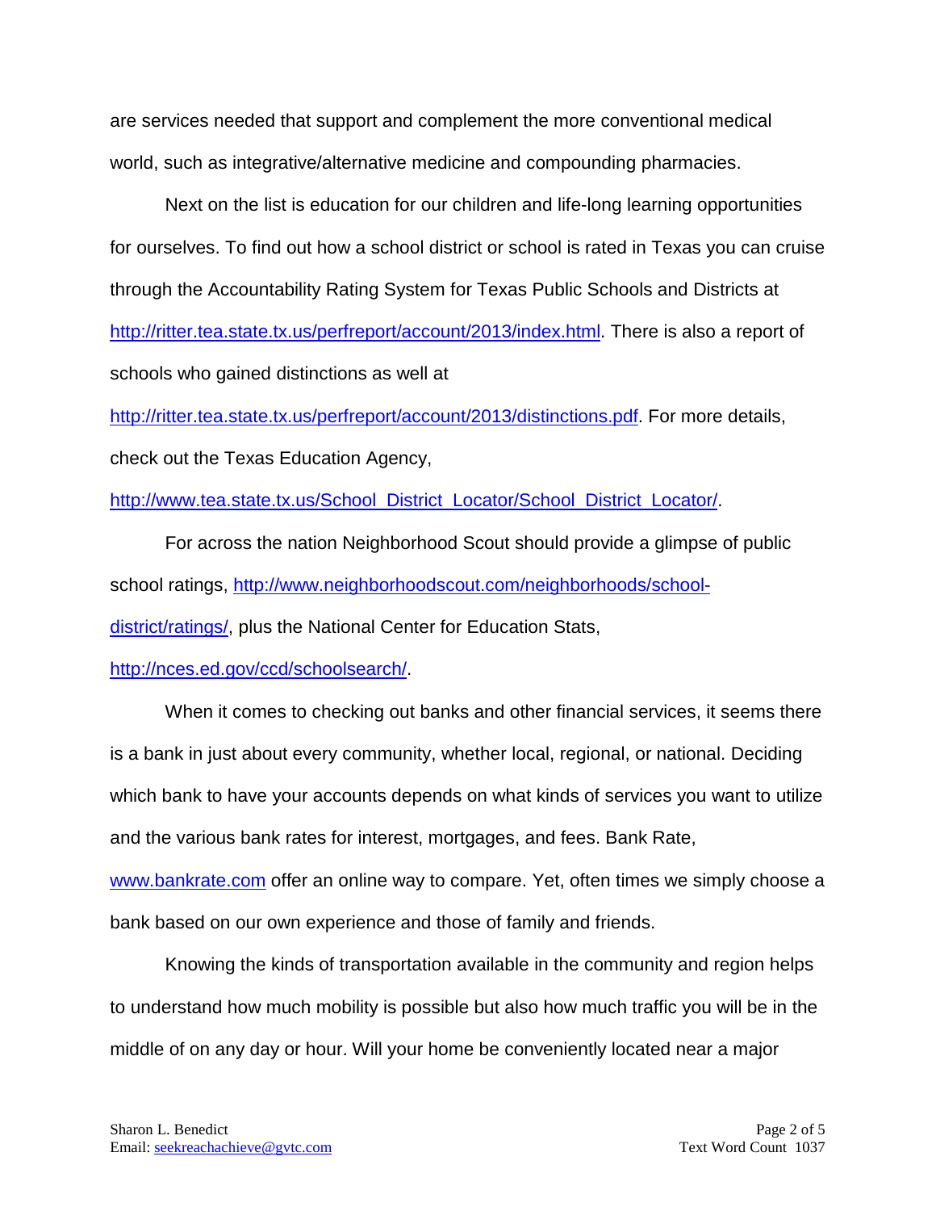are services needed that support and complement the more conventional medical world, such as integrative/alternative medicine and compounding pharmacies.

Next on the list is education for our children and life-long learning opportunities for ourselves. To find out how a school district or school is rated in Texas you can cruise through the Accountability Rating System for Texas Public Schools and Districts at http://ritter.tea.state.tx.us/perfreport/account/2013/index.html. There is also a report of schools who gained distinctions as well at http://ritter.tea.state.tx.us/perfreport/account/2013/distinctions.pdf. For more details, check out the Texas Education Agency, http://www.tea.state.tx.us/School_District_Locator/School_District_Locator/.

For across the nation Neighborhood Scout should provide a glimpse of public school ratings, http://www.neighborhoodscout.com/neighborhoods/school-district/ratings/, plus the National Center for Education Stats, http://nces.ed.gov/ccd/schoolsearch/.

When it comes to checking out banks and other financial services, it seems there is a bank in just about every community, whether local, regional, or national. Deciding which bank to have your accounts depends on what kinds of services you want to utilize and the various bank rates for interest, mortgages, and fees. Bank Rate, www.bankrate.com offer an online way to compare. Yet, often times we simply choose a bank based on our own experience and those of family and friends.

Knowing the kinds of transportation available in the community and region helps to understand how much mobility is possible but also how much traffic you will be in the middle of on any day or hour. Will your home be conveniently located near a major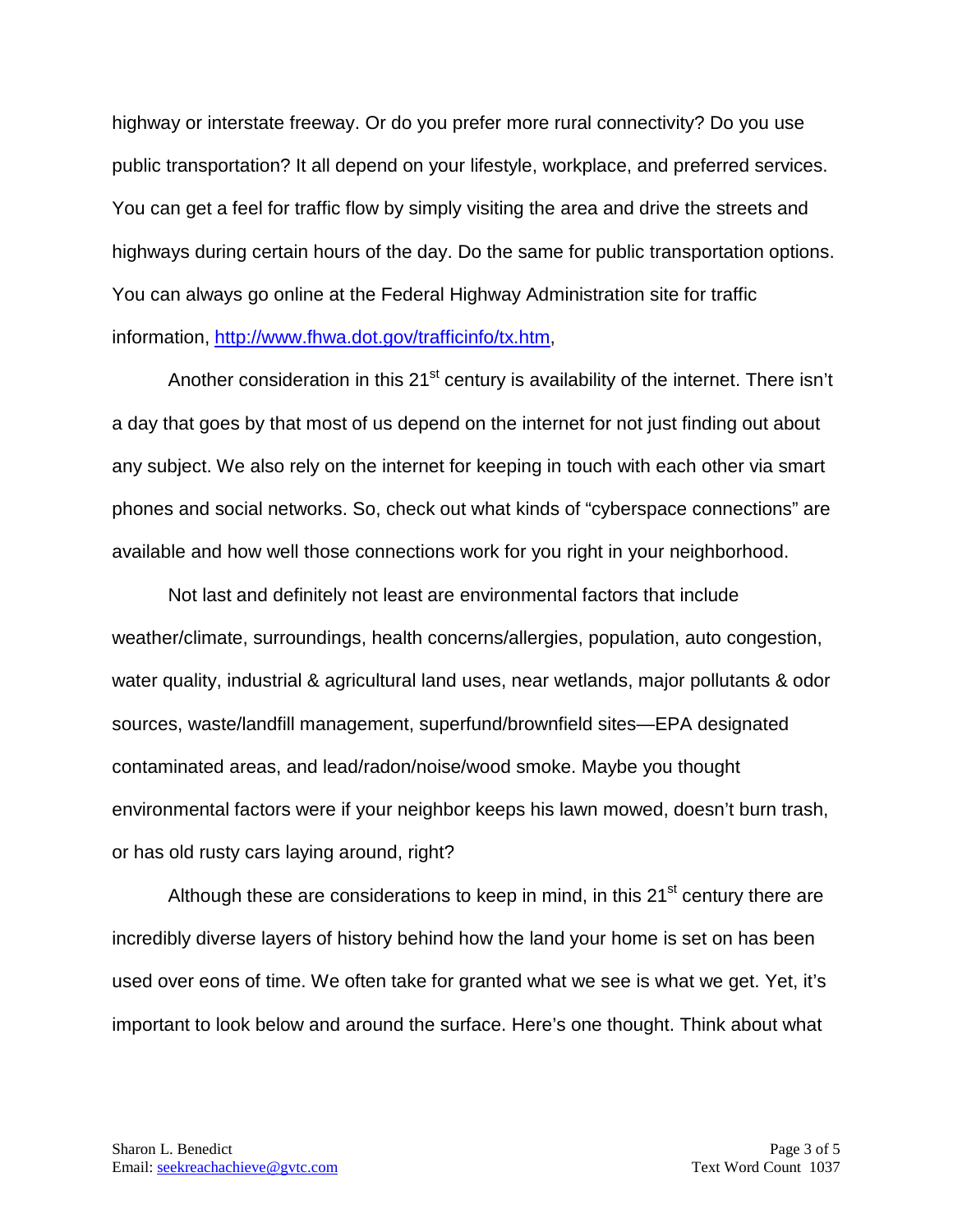highway or interstate freeway. Or do you prefer more rural connectivity? Do you use public transportation? It all depend on your lifestyle, workplace, and preferred services. You can get a feel for traffic flow by simply visiting the area and drive the streets and highways during certain hours of the day. Do the same for public transportation options. You can always go online at the Federal Highway Administration site for traffic information, http://www.fhwa.dot.gov/trafficinfo/tx.htm,

Another consideration in this 21st century is availability of the internet. There isn't a day that goes by that most of us depend on the internet for not just finding out about any subject. We also rely on the internet for keeping in touch with each other via smart phones and social networks. So, check out what kinds of "cyberspace connections" are available and how well those connections work for you right in your neighborhood.

Not last and definitely not least are environmental factors that include weather/climate, surroundings, health concerns/allergies, population, auto congestion, water quality, industrial & agricultural land uses, near wetlands, major pollutants & odor sources, waste/landfill management, superfund/brownfield sites—EPA designated contaminated areas, and lead/radon/noise/wood smoke. Maybe you thought environmental factors were if your neighbor keeps his lawn mowed, doesn't burn trash, or has old rusty cars laying around, right?

Although these are considerations to keep in mind, in this 21st century there are incredibly diverse layers of history behind how the land your home is set on has been used over eons of time. We often take for granted what we see is what we get. Yet, it's important to look below and around the surface. Here's one thought. Think about what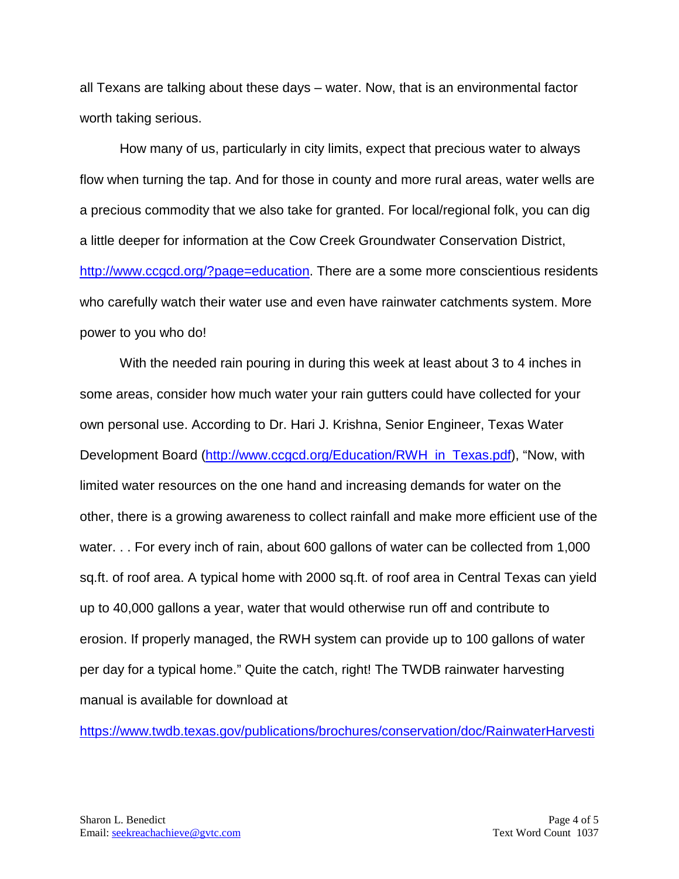all Texans are talking about these days – water. Now, that is an environmental factor worth taking serious.

How many of us, particularly in city limits, expect that precious water to always flow when turning the tap. And for those in county and more rural areas, water wells are a precious commodity that we also take for granted. For local/regional folk, you can dig a little deeper for information at the Cow Creek Groundwater Conservation District, [http://www.ccgcd.org/?page=education](http://www.ccgcd.org/?page=education). There are a some more conscientious residents who carefully watch their water use and even have rainwater catchments system. More power to you who do!

With the needed rain pouring in during this week at least about 3 to 4 inches in some areas, consider how much water your rain gutters could have collected for your own personal use. According to Dr. Hari J. Krishna, Senior Engineer, Texas Water Development Board ([http://www.ccgcd.org/Education/RWH_in_Texas.pdf](http://www.ccgcd.org/Education/RWH_in_Texas.pdf)), "Now, with limited water resources on the one hand and increasing demands for water on the other, there is a growing awareness to collect rainfall and make more efficient use of the water. . . For every inch of rain, about 600 gallons of water can be collected from 1,000 sq.ft. of roof area. A typical home with 2000 sq.ft. of roof area in Central Texas can yield up to 40,000 gallons a year, water that would otherwise run off and contribute to erosion. If properly managed, the RWH system can provide up to 100 gallons of water per day for a typical home." Quite the catch, right! The TWDB rainwater harvesting manual is available for download at

https://www.twdb.texas.gov/publications/brochures/conservation/doc/RainwaterHarvesti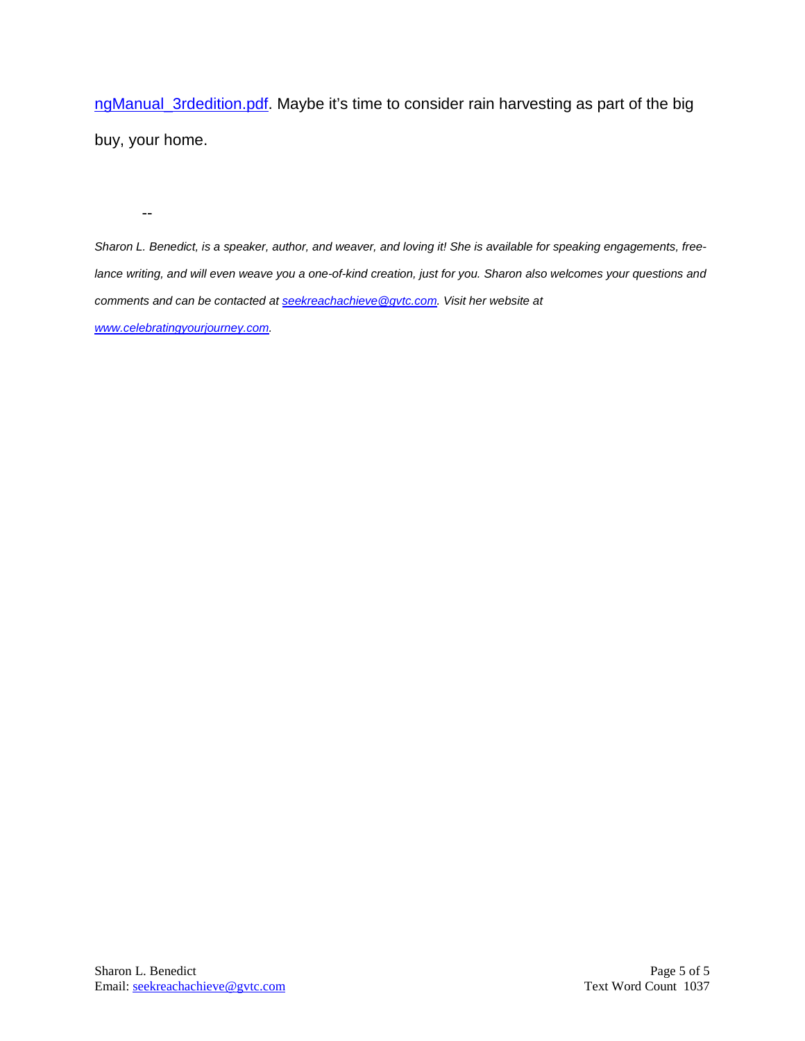ngManual_3rdedition.pdf. Maybe it's time to consider rain harvesting as part of the big buy, your home.

--

*Sharon L. Benedict, is a speaker, author, and weaver, and loving it! She is available for speaking engagements, free-lance writing, and will even weave you a one-of-kind creation, just for you. Sharon also welcomes your questions and comments and can be contacted at seekreachachieve@gvtc.com. Visit her website at www.celebratingyourjourney.com.*